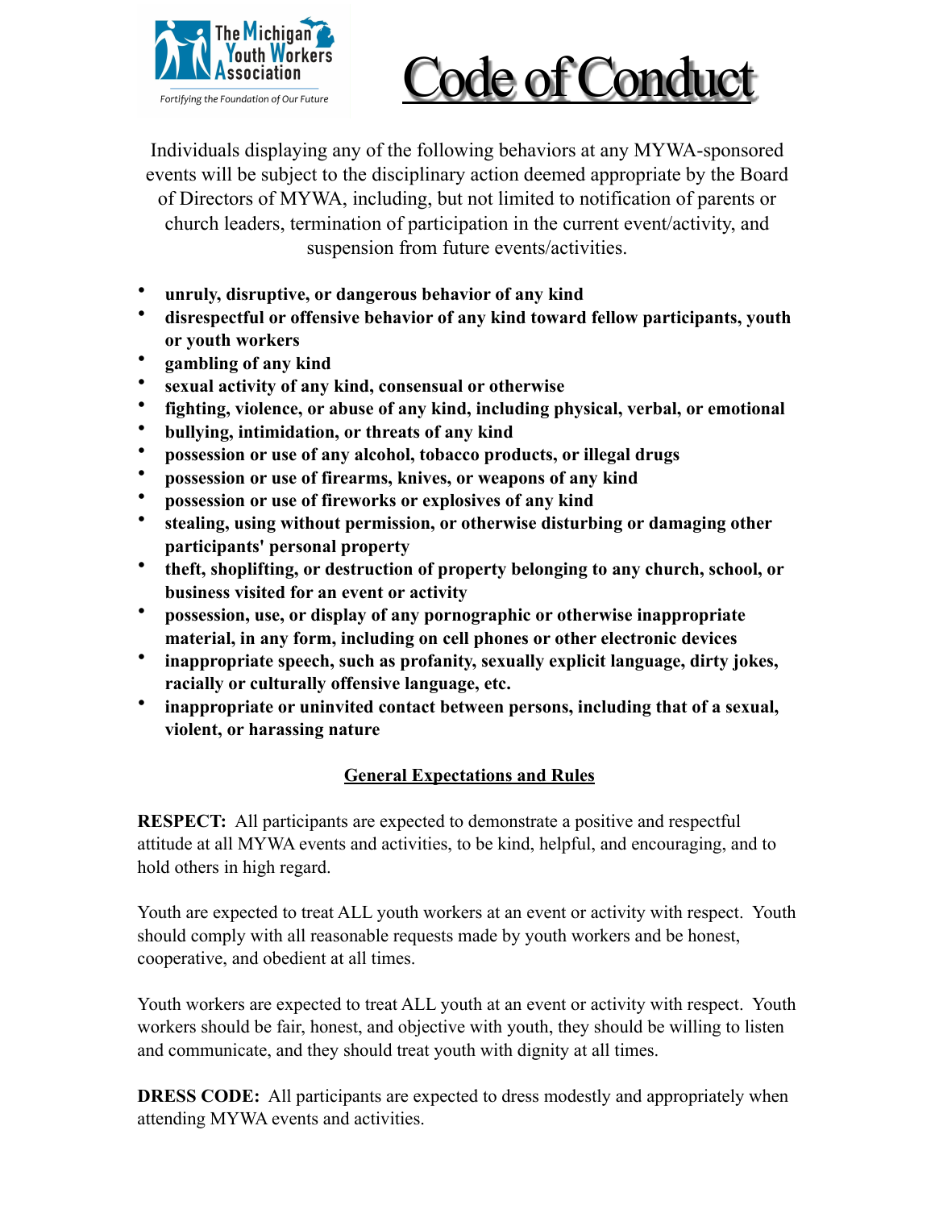The Michigan Youth Workers Association

*Fortifying the Foundation of Our Future*

# Code of Conduct

Individuals displaying any of the following behaviors at any MYWA-sponsored events will be subject to the disciplinary action deemed appropriate by the Board of Directors of MYWA, including, but not limited to notification of parents or church leaders, termination of participation in the current event/activity, and suspension from future events/activities.

- **unruly, disruptive, or dangerous behavior of any kind**
- **disrespectful or offensive behavior of any kind toward fellow participants, youth or youth workers**
- **gambling of any kind**
- **sexual activity of any kind, consensual or otherwise**
- **fighting, violence, or abuse of any kind, including physical, verbal, or emotional**
- **bullying, intimidation, or threats of any kind**
- **possession or use of any alcohol, tobacco products, or illegal drugs**
- **possession or use of firearms, knives, or weapons of any kind**
- **possession or use of fireworks or explosives of any kind**
- **stealing, using without permission, or otherwise disturbing or damaging other participants' personal property**
- **theft, shoplifting, or destruction of property belonging to any church, school, or business visited for an event or activity**
- **possession, use, or display of any pornographic or otherwise inappropriate material, in any form, including on cell phones or other electronic devices**
- **inappropriate speech, such as profanity, sexually explicit language, dirty jokes, racially or culturally offensive language, etc.**
- **inappropriate or uninvited contact between persons, including that of a sexual, violent, or harassing nature**

## General Expectations and Rules

**RESPECT:** All participants are expected to demonstrate a positive and respectful attitude at all MYWA events and activities, to be kind, helpful, and encouraging, and to hold others in high regard.

Youth are expected to treat ALL youth workers at an event or activity with respect. Youth should comply with all reasonable requests made by youth workers and be honest, cooperative, and obedient at all times.

Youth workers are expected to treat ALL youth at an event or activity with respect. Youth workers should be fair, honest, and objective with youth, they should be willing to listen and communicate, and they should treat youth with dignity at all times.

**DRESS CODE:** All participants are expected to dress modestly and appropriately when attending MYWA events and activities.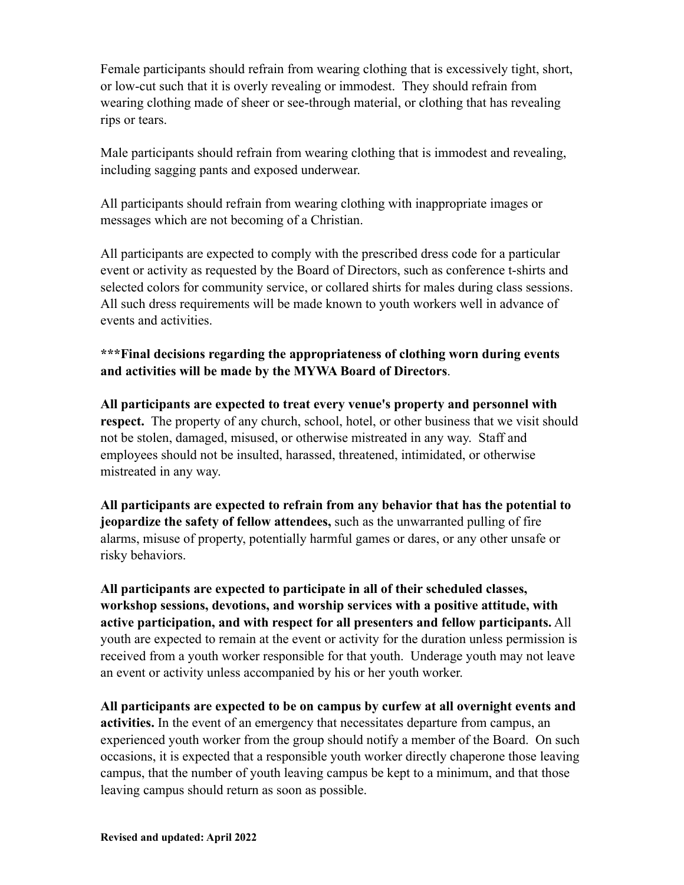Female participants should refrain from wearing clothing that is excessively tight, short, or low-cut such that it is overly revealing or immodest. They should refrain from wearing clothing made of sheer or see-through material, or clothing that has revealing rips or tears.

Male participants should refrain from wearing clothing that is immodest and revealing, including sagging pants and exposed underwear.

All participants should refrain from wearing clothing with inappropriate images or messages which are not becoming of a Christian.

All participants are expected to comply with the prescribed dress code for a particular event or activity as requested by the Board of Directors, such as conference t-shirts and selected colors for community service, or collared shirts for males during class sessions. All such dress requirements will be made known to youth workers well in advance of events and activities.

**\*\*\*Final decisions regarding the appropriateness of clothing worn during events and activities will be made by the MYWA Board of Directors**.

**All participants are expected to treat every venue's property and personnel with respect.** The property of any church, school, hotel, or other business that we visit should not be stolen, damaged, misused, or otherwise mistreated in any way. Staff and employees should not be insulted, harassed, threatened, intimidated, or otherwise mistreated in any way.

**All participants are expected to refrain from any behavior that has the potential to jeopardize the safety of fellow attendees,** such as the unwarranted pulling of fire alarms, misuse of property, potentially harmful games or dares, or any other unsafe or risky behaviors.

**All participants are expected to participate in all of their scheduled classes, workshop sessions, devotions, and worship services with a positive attitude, with active participation, and with respect for all presenters and fellow participants.** All youth are expected to remain at the event or activity for the duration unless permission is received from a youth worker responsible for that youth. Underage youth may not leave an event or activity unless accompanied by his or her youth worker.

**All participants are expected to be on campus by curfew at all overnight events and activities.** In the event of an emergency that necessitates departure from campus, an experienced youth worker from the group should notify a member of the Board. On such occasions, it is expected that a responsible youth worker directly chaperone those leaving campus, that the number of youth leaving campus be kept to a minimum, and that those leaving campus should return as soon as possible.

**Revised and updated: April 2022**